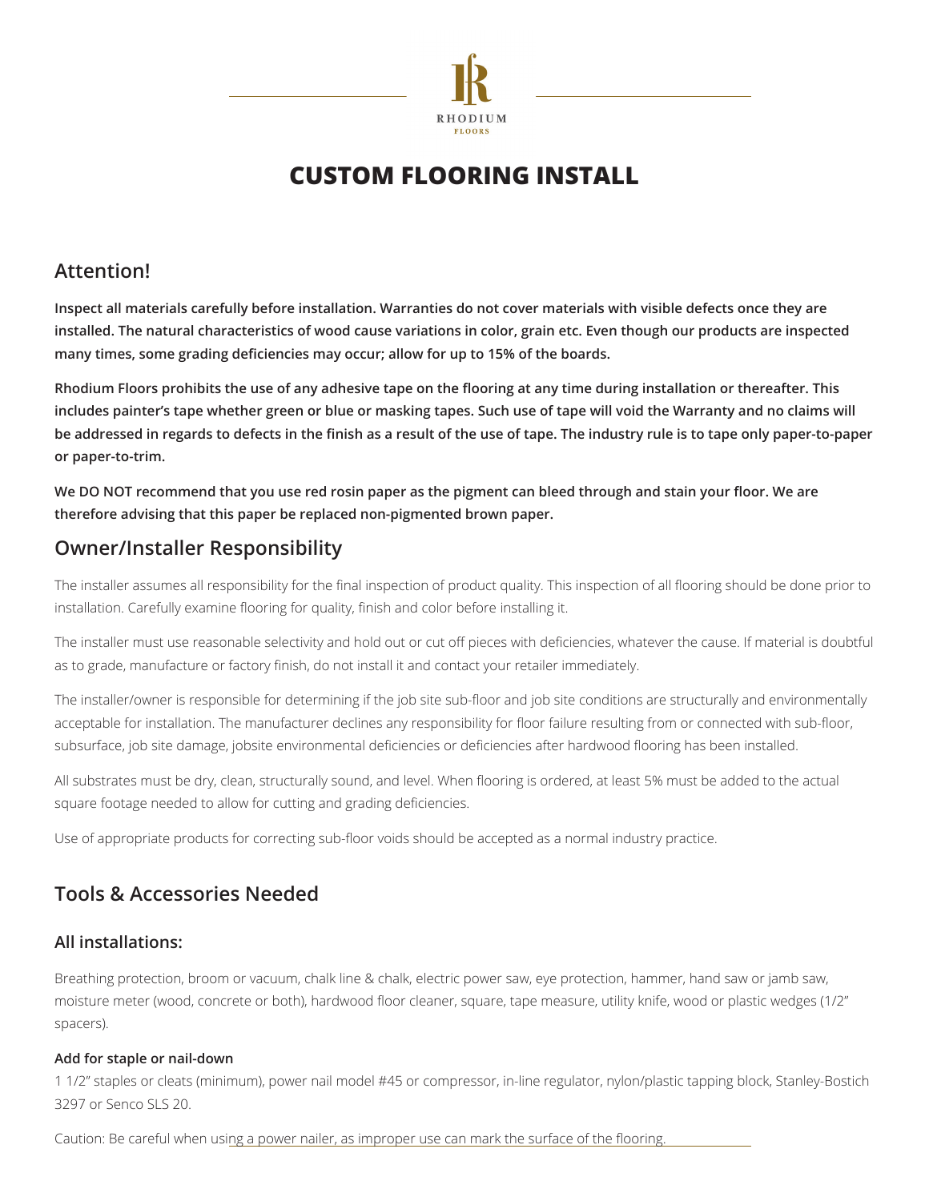RHODIUM FLOORS

# CUSTOM FLOORING INSTALL

## Attention!

**Inspect all materials carefully before installation. Warranties do not cover materials with visible defects once they are installed. The natural characteristics of wood cause variations in color, grain etc. Even though our products are inspected many times, some grading deficiencies may occur; allow for up to 15% of the boards.**

**Rhodium Floors prohibits the use of any adhesive tape on the flooring at any time during installation or thereafter. This includes painter's tape whether green or blue or masking tapes. Such use of tape will void the Warranty and no claims will be addressed in regards to defects in the finish as a result of the use of tape. The industry rule is to tape only paper-to-paper or paper-to-trim.**

**We DO NOT recommend that you use red rosin paper as the pigment can bleed through and stain your floor. We are therefore advising that this paper be replaced non-pigmented brown paper.**

## Owner/Installer Responsibility

The installer assumes all responsibility for the final inspection of product quality. This inspection of all flooring should be done prior to installation. Carefully examine flooring for quality, finish and color before installing it.

The installer must use reasonable selectivity and hold out or cut off pieces with deficiencies, whatever the cause. If material is doubtful as to grade, manufacture or factory finish, do not install it and contact your retailer immediately.

The installer/owner is responsible for determining if the job site sub-floor and job site conditions are structurally and environmentally acceptable for installation. The manufacturer declines any responsibility for floor failure resulting from or connected with sub-floor, subsurface, job site damage, jobsite environmental deficiencies or deficiencies after hardwood flooring has been installed.

All substrates must be dry, clean, structurally sound, and level. When flooring is ordered, at least 5% must be added to the actual square footage needed to allow for cutting and grading deficiencies.

Use of appropriate products for correcting sub-floor voids should be accepted as a normal industry practice.

## Tools & Accessories Needed

### All installations:

Breathing protection, broom or vacuum, chalk line & chalk, electric power saw, eye protection, hammer, hand saw or jamb saw, moisture meter (wood, concrete or both), hardwood floor cleaner, square, tape measure, utility knife, wood or plastic wedges (1/2" spacers).

#### Add for staple or nail-down

1 1/2" staples or cleats (minimum), power nail model #45 or compressor, in-line regulator, nylon/plastic tapping block, Stanley-Bostich 3297 or Senco SLS 20.

Caution: Be careful when using a power nailer, as improper use can mark the surface of the flooring.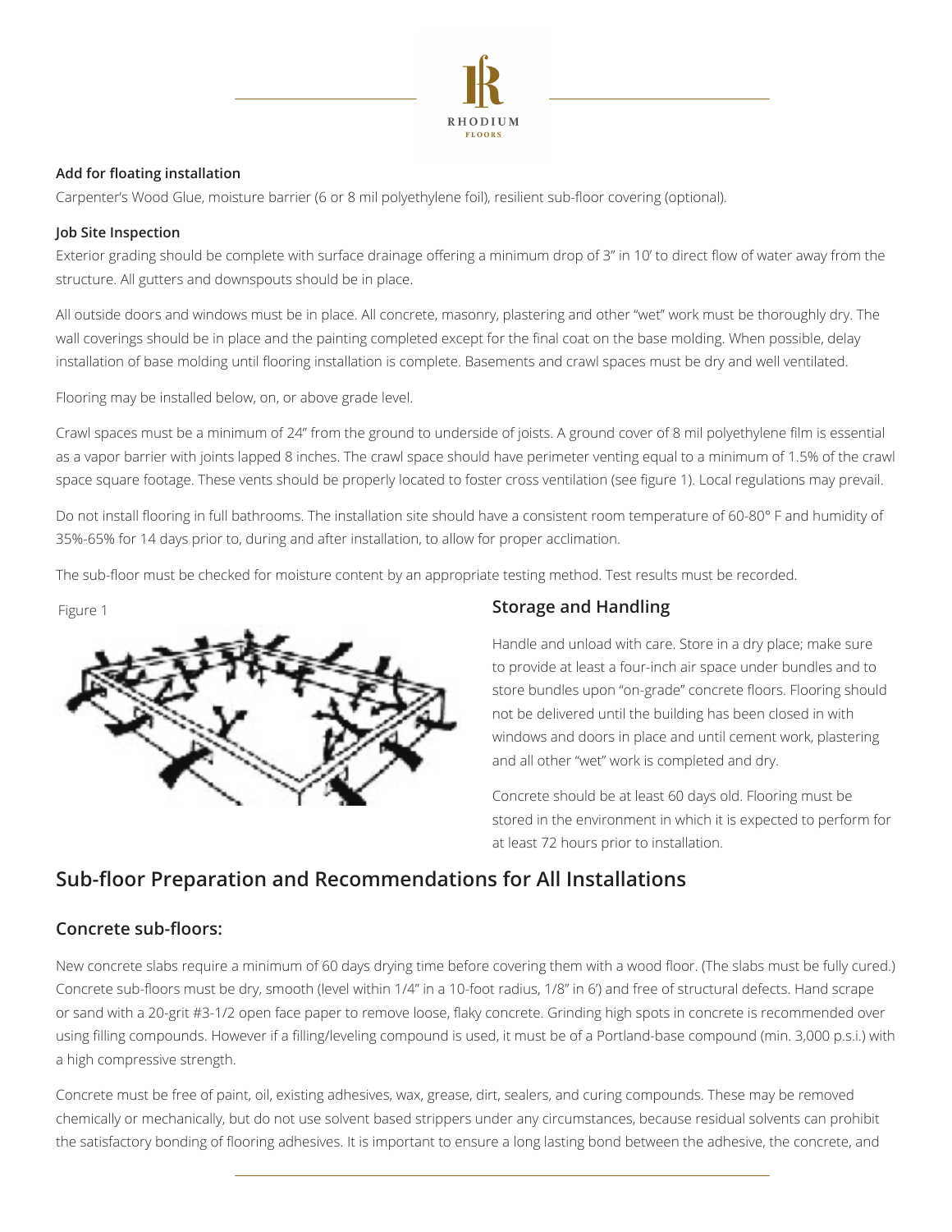**Add for floating installation**

Carpenter's Wood Glue, moisture barrier (6 or 8 mil polyethylene foil), resilient sub-floor covering (optional).

**Job Site Inspection**

Exterior grading should be complete with surface drainage offering a minimum drop of 3" in 10' to direct flow of water away from the structure. All gutters and downspouts should be in place.

All outside doors and windows must be in place. All concrete, masonry, plastering and other "wet" work must be thoroughly dry. The wall coverings should be in place and the painting completed except for the final coat on the base molding. When possible, delay installation of base molding until flooring installation is complete. Basements and crawl spaces must be dry and well ventilated.

Flooring may be installed below, on, or above grade level.

Crawl spaces must be a minimum of 24" from the ground to underside of joists. A ground cover of 8 mil polyethylene film is essential as a vapor barrier with joints lapped 8 inches. The crawl space should have perimeter venting equal to a minimum of 1.5% of the crawl space square footage. These vents should be properly located to foster cross ventilation (see figure 1). Local regulations may prevail.

Do not install flooring in full bathrooms. The installation site should have a consistent room temperature of 60-80° F and humidity of 35%-65% for 14 days prior to, during and after installation, to allow for proper acclimation.

The sub-floor must be checked for moisture content by an appropriate testing method. Test results must be recorded.

Figure 1

### Storage and Handling

Handle and unload with care. Store in a dry place; make sure to provide at least a four-inch air space under bundles and to store bundles upon "on-grade" concrete floors. Flooring should not be delivered until the building has been closed in with windows and doors in place and until cement work, plastering and all other "wet" work is completed and dry.

Concrete should be at least 60 days old. Flooring must be stored in the environment in which it is expected to perform for at least 72 hours prior to installation.

## Sub-floor Preparation and Recommendations for All Installations

### Concrete sub-floors:

New concrete slabs require a minimum of 60 days drying time before covering them with a wood floor. (The slabs must be fully cured.) Concrete sub-floors must be dry, smooth (level within 1/4" in a 10-foot radius, 1/8" in 6') and free of structural defects. Hand scrape or sand with a 20-grit #3-1/2 open face paper to remove loose, flaky concrete. Grinding high spots in concrete is recommended over using filling compounds. However if a filling/leveling compound is used, it must be of a Portland-base compound (min. 3,000 p.s.i.) with a high compressive strength.

Concrete must be free of paint, oil, existing adhesives, wax, grease, dirt, sealers, and curing compounds. These may be removed chemically or mechanically, but do not use solvent based strippers under any circumstances, because residual solvents can prohibit the satisfactory bonding of flooring adhesives. It is important to ensure a long lasting bond between the adhesive, the concrete, and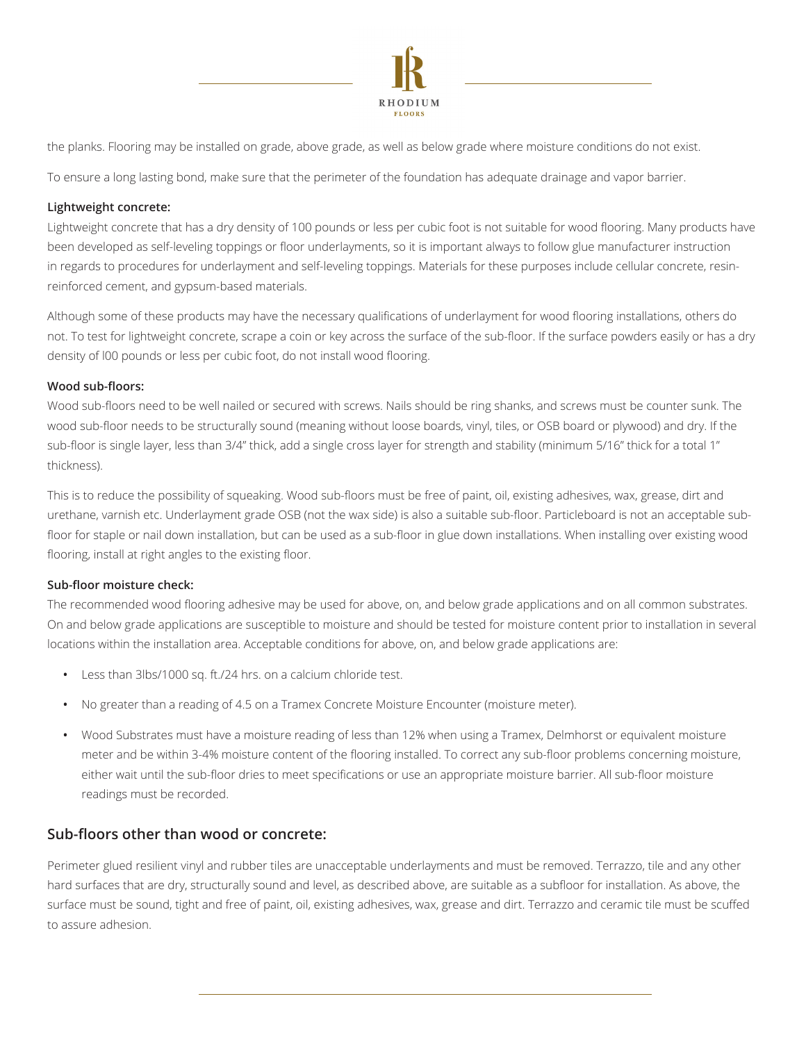the planks. Flooring may be installed on grade, above grade, as well as below grade where moisture conditions do not exist.

To ensure a long lasting bond, make sure that the perimeter of the foundation has adequate drainage and vapor barrier.

**Lightweight concrete:**

Lightweight concrete that has a dry density of 100 pounds or less per cubic foot is not suitable for wood flooring. Many products have been developed as self-leveling toppings or floor underlayments, so it is important always to follow glue manufacturer instruction in regards to procedures for underlayment and self-leveling toppings. Materials for these purposes include cellular concrete, resin-reinforced cement, and gypsum-based materials.

Although some of these products may have the necessary qualifications of underlayment for wood flooring installations, others do not. To test for lightweight concrete, scrape a coin or key across the surface of the sub-floor. If the surface powders easily or has a dry density of l00 pounds or less per cubic foot, do not install wood flooring.

**Wood sub-floors:**

Wood sub-floors need to be well nailed or secured with screws. Nails should be ring shanks, and screws must be counter sunk. The wood sub-floor needs to be structurally sound (meaning without loose boards, vinyl, tiles, or OSB board or plywood) and dry. If the sub-floor is single layer, less than 3/4" thick, add a single cross layer for strength and stability (minimum 5/16" thick for a total 1" thickness).

This is to reduce the possibility of squeaking. Wood sub-floors must be free of paint, oil, existing adhesives, wax, grease, dirt and urethane, varnish etc. Underlayment grade OSB (not the wax side) is also a suitable sub-floor. Particleboard is not an acceptable sub-floor for staple or nail down installation, but can be used as a sub-floor in glue down installations. When installing over existing wood flooring, install at right angles to the existing floor.

**Sub-floor moisture check:**

The recommended wood flooring adhesive may be used for above, on, and below grade applications and on all common substrates. On and below grade applications are susceptible to moisture and should be tested for moisture content prior to installation in several locations within the installation area. Acceptable conditions for above, on, and below grade applications are:

- Less than 3lbs/1000 sq. ft./24 hrs. on a calcium chloride test.
- No greater than a reading of 4.5 on a Tramex Concrete Moisture Encounter (moisture meter).
- Wood Substrates must have a moisture reading of less than 12% when using a Tramex, Delmhorst or equivalent moisture meter and be within 3-4% moisture content of the flooring installed. To correct any sub-floor problems concerning moisture, either wait until the sub-floor dries to meet specifications or use an appropriate moisture barrier. All sub-floor moisture readings must be recorded.

## Sub-floors other than wood or concrete:

Perimeter glued resilient vinyl and rubber tiles are unacceptable underlayments and must be removed. Terrazzo, tile and any other hard surfaces that are dry, structurally sound and level, as described above, are suitable as a subfloor for installation. As above, the surface must be sound, tight and free of paint, oil, existing adhesives, wax, grease and dirt. Terrazzo and ceramic tile must be scuffed to assure adhesion.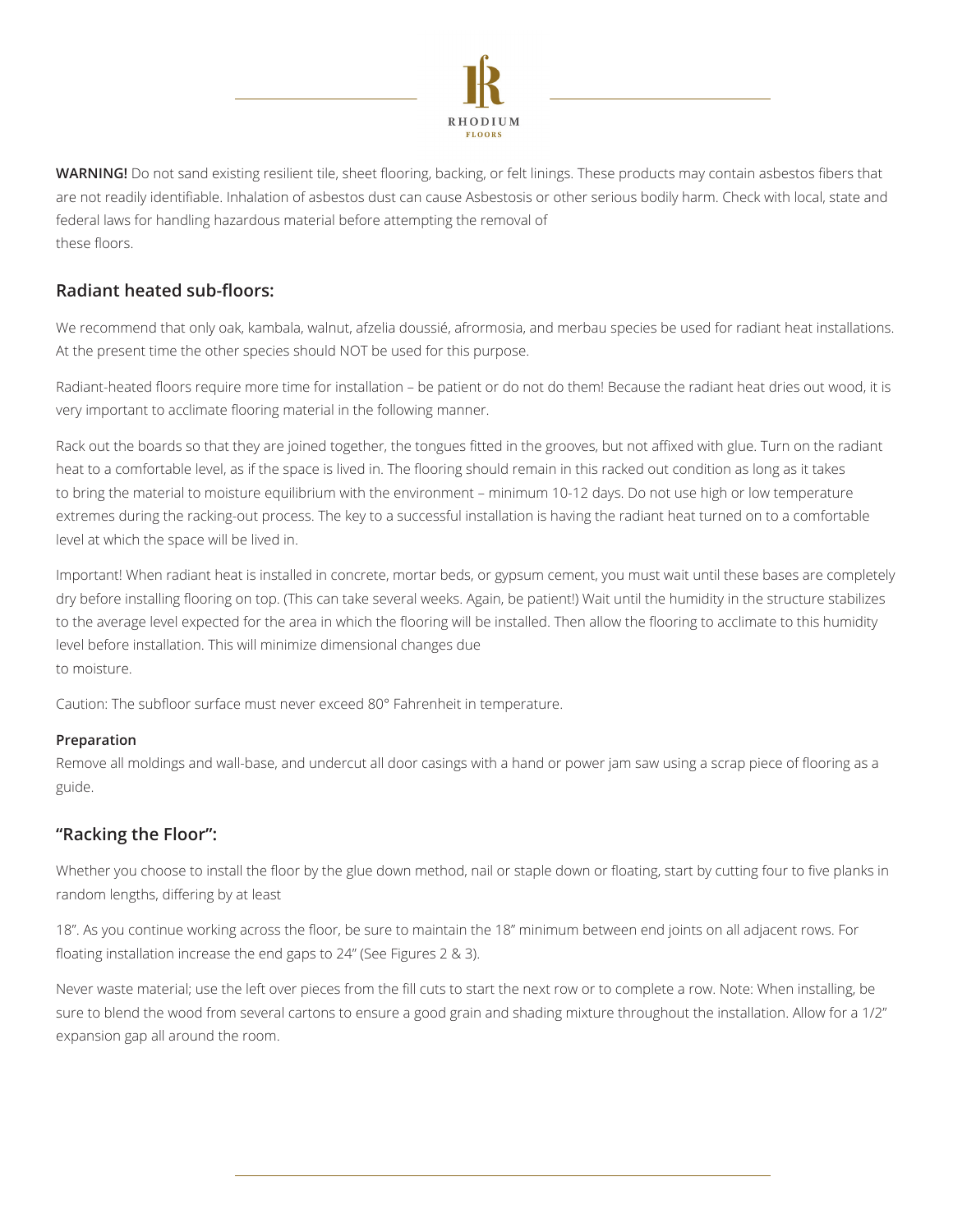**WARNING!** Do not sand existing resilient tile, sheet flooring, backing, or felt linings. These products may contain asbestos fibers that are not readily identifiable. Inhalation of asbestos dust can cause Asbestosis or other serious bodily harm. Check with local, state and federal laws for handling hazardous material before attempting the removal of these floors.

## Radiant heated sub-floors:

We recommend that only oak, kambala, walnut, afzelia doussié, afrormosia, and merbau species be used for radiant heat installations. At the present time the other species should NOT be used for this purpose.

Radiant-heated floors require more time for installation – be patient or do not do them! Because the radiant heat dries out wood, it is very important to acclimate flooring material in the following manner.

Rack out the boards so that they are joined together, the tongues fitted in the grooves, but not affixed with glue. Turn on the radiant heat to a comfortable level, as if the space is lived in. The flooring should remain in this racked out condition as long as it takes to bring the material to moisture equilibrium with the environment – minimum 10-12 days. Do not use high or low temperature extremes during the racking-out process. The key to a successful installation is having the radiant heat turned on to a comfortable level at which the space will be lived in.

Important! When radiant heat is installed in concrete, mortar beds, or gypsum cement, you must wait until these bases are completely dry before installing flooring on top. (This can take several weeks. Again, be patient!) Wait until the humidity in the structure stabilizes to the average level expected for the area in which the flooring will be installed. Then allow the flooring to acclimate to this humidity level before installation. This will minimize dimensional changes due to moisture.

Caution: The subfloor surface must never exceed 80° Fahrenheit in temperature.

**Preparation**

Remove all moldings and wall-base, and undercut all door casings with a hand or power jam saw using a scrap piece of flooring as a guide.

## "Racking the Floor":

Whether you choose to install the floor by the glue down method, nail or staple down or floating, start by cutting four to five planks in random lengths, differing by at least

18". As you continue working across the floor, be sure to maintain the 18" minimum between end joints on all adjacent rows. For floating installation increase the end gaps to 24" (See Figures 2 & 3).

Never waste material; use the left over pieces from the fill cuts to start the next row or to complete a row. Note: When installing, be sure to blend the wood from several cartons to ensure a good grain and shading mixture throughout the installation. Allow for a 1/2" expansion gap all around the room.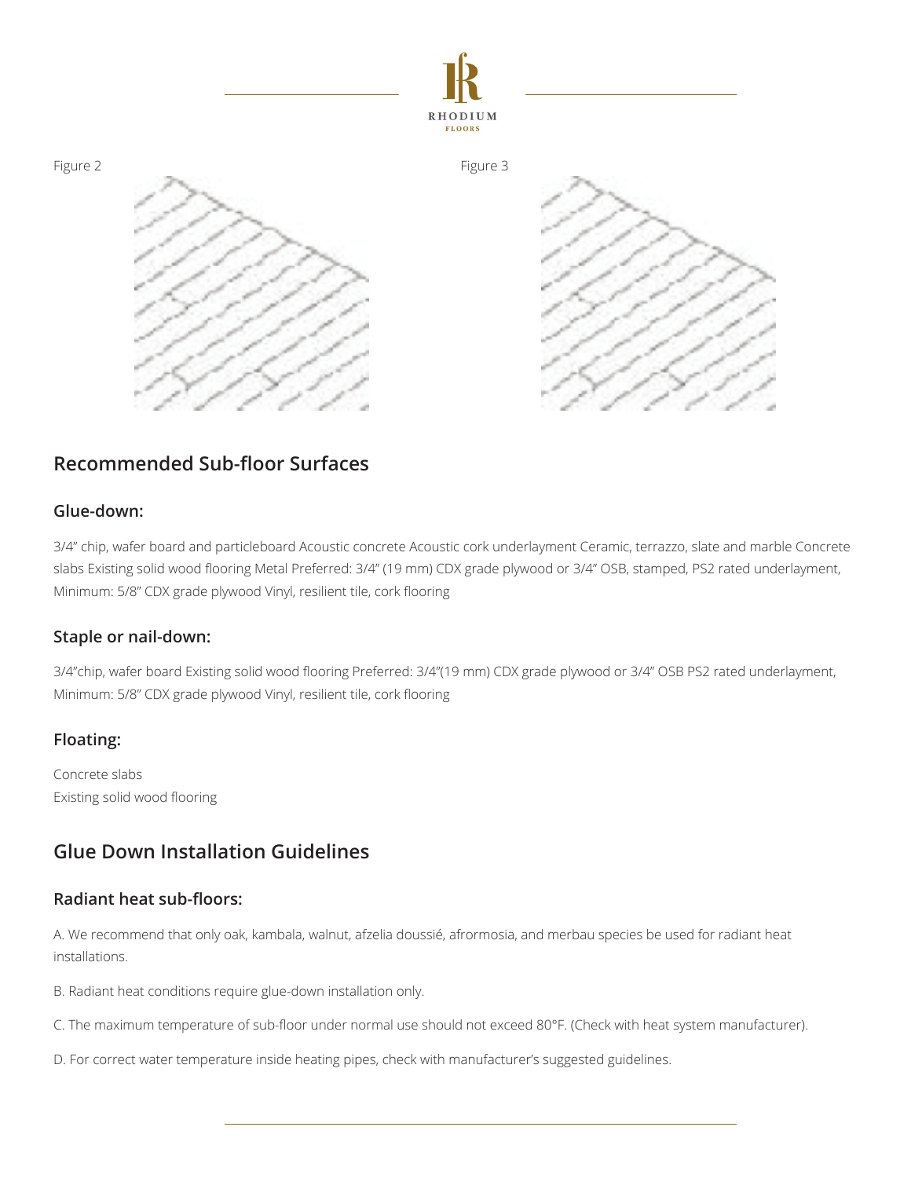Figure 2

Figure 3

## Recommended Sub-floor Surfaces

### Glue-down:

3/4" chip, wafer board and particleboard Acoustic concrete Acoustic cork underlayment Ceramic, terrazzo, slate and marble Concrete slabs Existing solid wood flooring Metal Preferred: 3/4" (19 mm) CDX grade plywood or 3/4" OSB, stamped, PS2 rated underlayment, Minimum: 5/8" CDX grade plywood Vinyl, resilient tile, cork flooring

### Staple or nail-down:

3/4"chip, wafer board Existing solid wood flooring Preferred: 3/4"(19 mm) CDX grade plywood or 3/4" OSB PS2 rated underlayment, Minimum: 5/8" CDX grade plywood Vinyl, resilient tile, cork flooring

### Floating:

Concrete slabs
Existing solid wood flooring

## Glue Down Installation Guidelines

### Radiant heat sub-floors:

A. We recommend that only oak, kambala, walnut, afzelia doussié, afrormosia, and merbau species be used for radiant heat installations.

B. Radiant heat conditions require glue-down installation only.

C. The maximum temperature of sub-floor under normal use should not exceed 80°F. (Check with heat system manufacturer).

D. For correct water temperature inside heating pipes, check with manufacturer's suggested guidelines.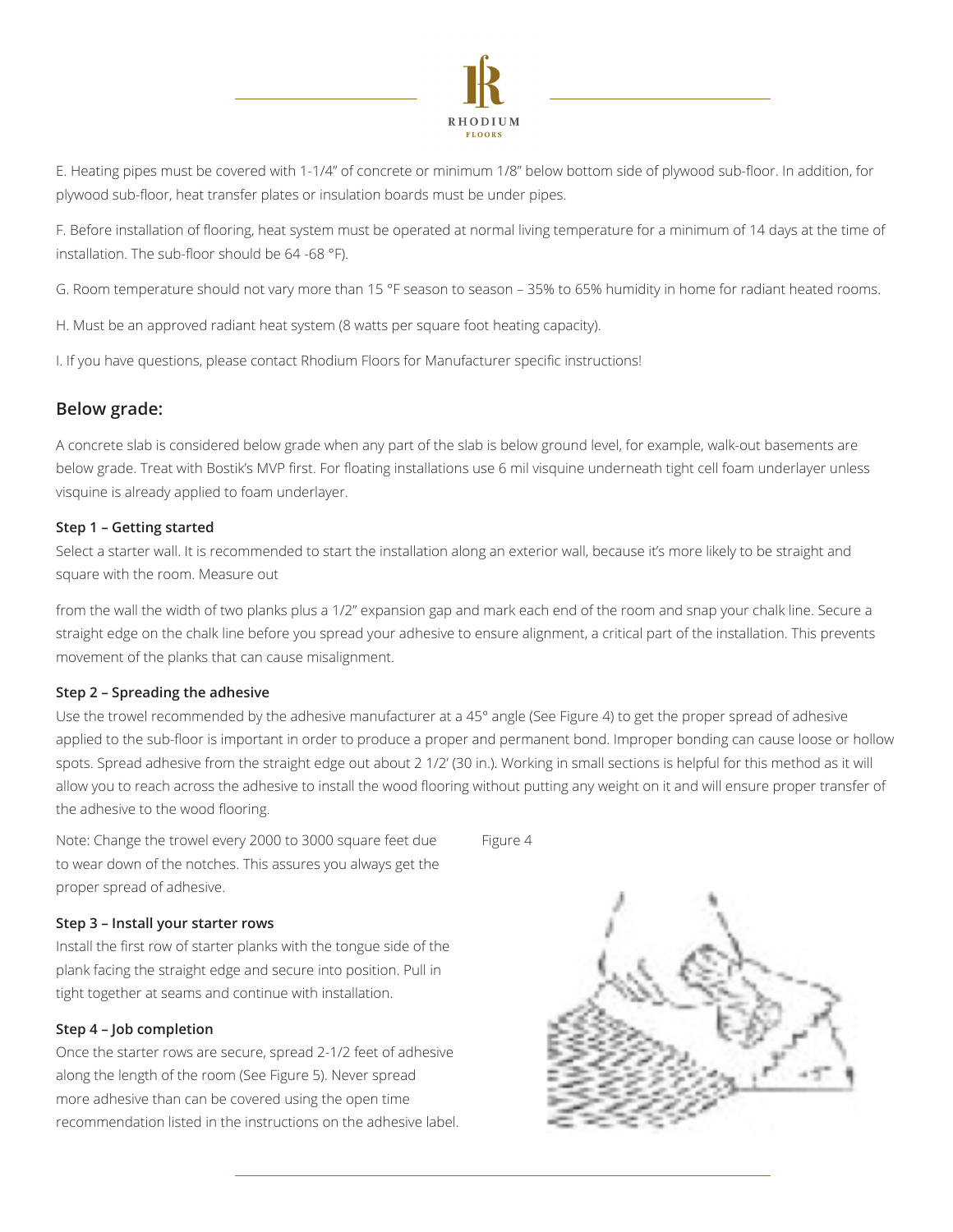E. Heating pipes must be covered with 1-1/4" of concrete or minimum 1/8" below bottom side of plywood sub-floor. In addition, for plywood sub-floor, heat transfer plates or insulation boards must be under pipes.

F. Before installation of flooring, heat system must be operated at normal living temperature for a minimum of 14 days at the time of installation. The sub-floor should be 64 -68 °F).

G. Room temperature should not vary more than 15 °F season to season – 35% to 65% humidity in home for radiant heated rooms.

H. Must be an approved radiant heat system (8 watts per square foot heating capacity).

I. If you have questions, please contact Rhodium Floors for Manufacturer specific instructions!

## Below grade:

A concrete slab is considered below grade when any part of the slab is below ground level, for example, walk-out basements are below grade. Treat with Bostik's MVP first. For floating installations use 6 mil visquine underneath tight cell foam underlayer unless visquine is already applied to foam underlayer.

### Step 1 – Getting started

Select a starter wall. It is recommended to start the installation along an exterior wall, because it's more likely to be straight and square with the room. Measure out

from the wall the width of two planks plus a 1/2" expansion gap and mark each end of the room and snap your chalk line. Secure a straight edge on the chalk line before you spread your adhesive to ensure alignment, a critical part of the installation. This prevents movement of the planks that can cause misalignment.

### Step 2 – Spreading the adhesive

Use the trowel recommended by the adhesive manufacturer at a 45° angle (See Figure 4) to get the proper spread of adhesive applied to the sub-floor is important in order to produce a proper and permanent bond. Improper bonding can cause loose or hollow spots. Spread adhesive from the straight edge out about 2 1/2' (30 in.). Working in small sections is helpful for this method as it will allow you to reach across the adhesive to install the wood flooring without putting any weight on it and will ensure proper transfer of the adhesive to the wood flooring.

Note: Change the trowel every 2000 to 3000 square feet due to wear down of the notches. This assures you always get the proper spread of adhesive.

Figure 4

### Step 3 – Install your starter rows

Install the first row of starter planks with the tongue side of the plank facing the straight edge and secure into position. Pull in tight together at seams and continue with installation.

### Step 4 – Job completion

Once the starter rows are secure, spread 2-1/2 feet of adhesive along the length of the room (See Figure 5). Never spread more adhesive than can be covered using the open time recommendation listed in the instructions on the adhesive label.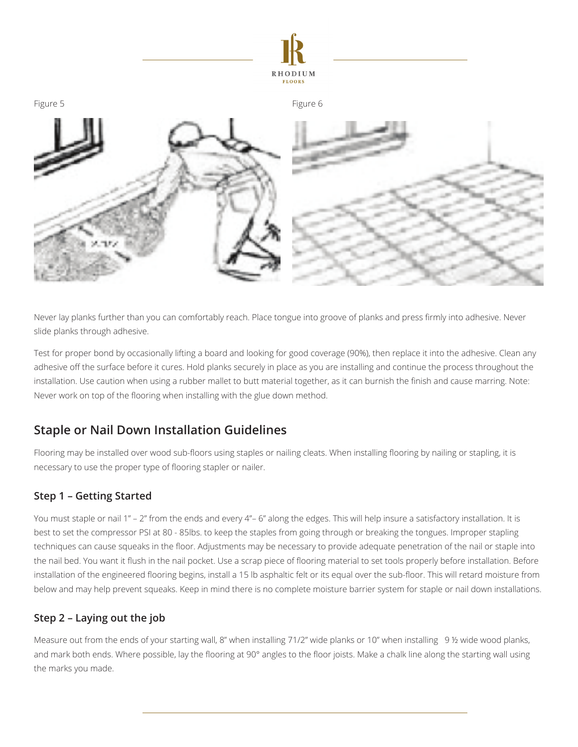Figure 5

Figure 6

Never lay planks further than you can comfortably reach. Place tongue into groove of planks and press firmly into adhesive. Never slide planks through adhesive.

Test for proper bond by occasionally lifting a board and looking for good coverage (90%), then replace it into the adhesive. Clean any adhesive off the surface before it cures. Hold planks securely in place as you are installing and continue the process throughout the installation. Use caution when using a rubber mallet to butt material together, as it can burnish the finish and cause marring. Note: Never work on top of the flooring when installing with the glue down method.

## Staple or Nail Down Installation Guidelines

Flooring may be installed over wood sub-floors using staples or nailing cleats. When installing flooring by nailing or stapling, it is necessary to use the proper type of flooring stapler or nailer.

### Step 1 – Getting Started

You must staple or nail 1" – 2" from the ends and every 4"– 6" along the edges. This will help insure a satisfactory installation. It is best to set the compressor PSI at 80 - 85lbs. to keep the staples from going through or breaking the tongues. Improper stapling techniques can cause squeaks in the floor. Adjustments may be necessary to provide adequate penetration of the nail or staple into the nail bed. You want it flush in the nail pocket. Use a scrap piece of flooring material to set tools properly before installation. Before installation of the engineered flooring begins, install a 15 lb asphaltic felt or its equal over the sub-floor. This will retard moisture from below and may help prevent squeaks. Keep in mind there is no complete moisture barrier system for staple or nail down installations.

### Step 2 – Laying out the job

Measure out from the ends of your starting wall, 8" when installing 71/2" wide planks or 10" when installing 9 ½ wide wood planks, and mark both ends. Where possible, lay the flooring at 90° angles to the floor joists. Make a chalk line along the starting wall using the marks you made.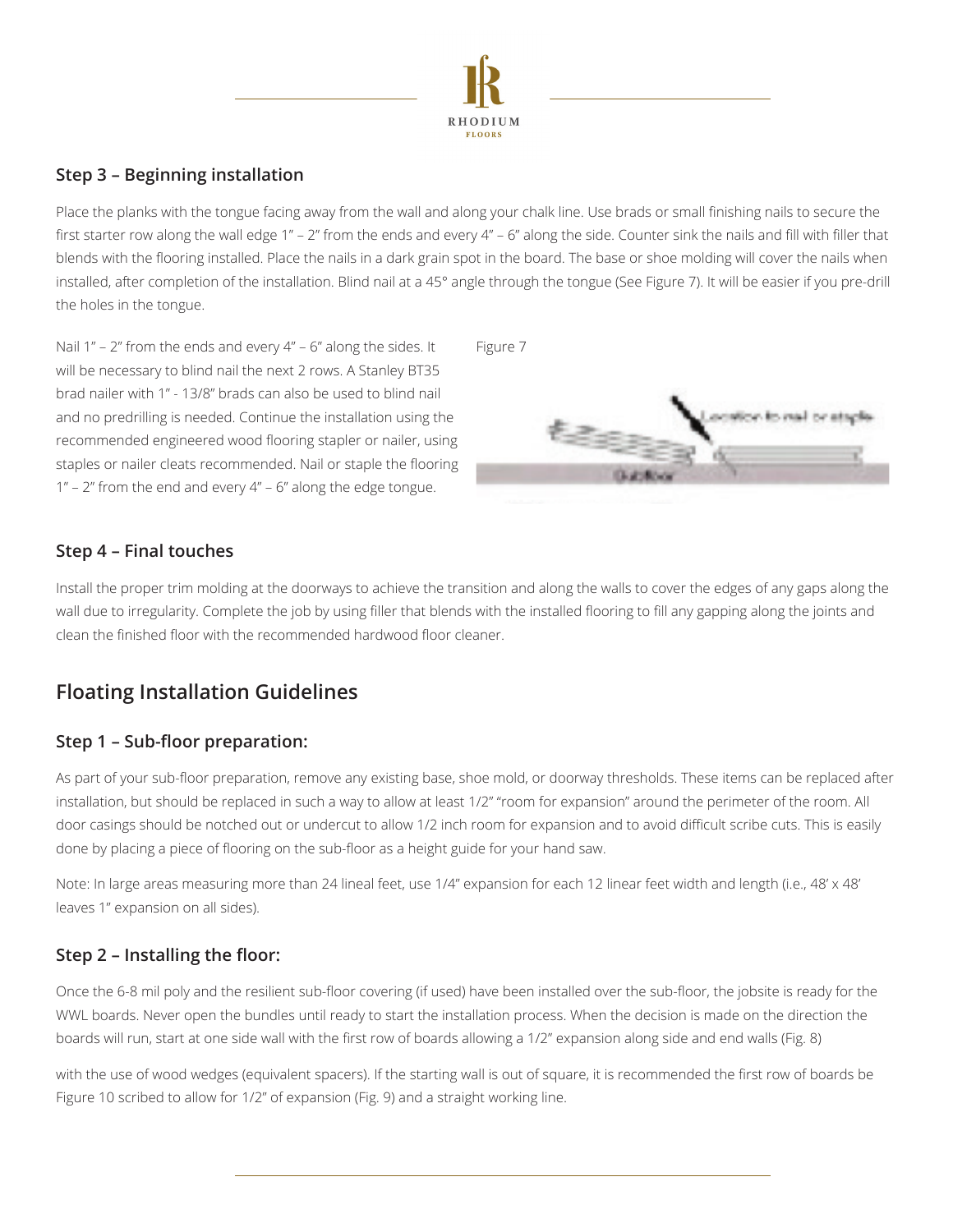### Step 3 – Beginning installation

Place the planks with the tongue facing away from the wall and along your chalk line. Use brads or small finishing nails to secure the first starter row along the wall edge 1" – 2" from the ends and every 4" – 6" along the side. Counter sink the nails and fill with filler that blends with the flooring installed. Place the nails in a dark grain spot in the board. The base or shoe molding will cover the nails when installed, after completion of the installation. Blind nail at a 45° angle through the tongue (See Figure 7). It will be easier if you pre-drill the holes in the tongue.

Nail 1" – 2" from the ends and every 4" – 6" along the sides. It will be necessary to blind nail the next 2 rows. A Stanley BT35 brad nailer with 1" - 13/8" brads can also be used to blind nail and no predrilling is needed. Continue the installation using the recommended engineered wood flooring stapler or nailer, using staples or nailer cleats recommended. Nail or staple the flooring 1" – 2" from the end and every 4" – 6" along the edge tongue.

Figure 7

Location to nail or staple

Subfloor

### Step 4 – Final touches

Install the proper trim molding at the doorways to achieve the transition and along the walls to cover the edges of any gaps along the wall due to irregularity. Complete the job by using filler that blends with the installed flooring to fill any gapping along the joints and clean the finished floor with the recommended hardwood floor cleaner.

## Floating Installation Guidelines

### Step 1 – Sub-floor preparation:

As part of your sub-floor preparation, remove any existing base, shoe mold, or doorway thresholds. These items can be replaced after installation, but should be replaced in such a way to allow at least 1/2" "room for expansion" around the perimeter of the room. All door casings should be notched out or undercut to allow 1/2 inch room for expansion and to avoid difficult scribe cuts. This is easily done by placing a piece of flooring on the sub-floor as a height guide for your hand saw.

Note: In large areas measuring more than 24 lineal feet, use 1/4" expansion for each 12 linear feet width and length (i.e., 48' x 48' leaves 1" expansion on all sides).

### Step 2 – Installing the floor:

Once the 6-8 mil poly and the resilient sub-floor covering (if used) have been installed over the sub-floor, the jobsite is ready for the WWL boards. Never open the bundles until ready to start the installation process. When the decision is made on the direction the boards will run, start at one side wall with the first row of boards allowing a 1/2" expansion along side and end walls (Fig. 8)

with the use of wood wedges (equivalent spacers). If the starting wall is out of square, it is recommended the first row of boards be Figure 10 scribed to allow for 1/2" of expansion (Fig. 9) and a straight working line.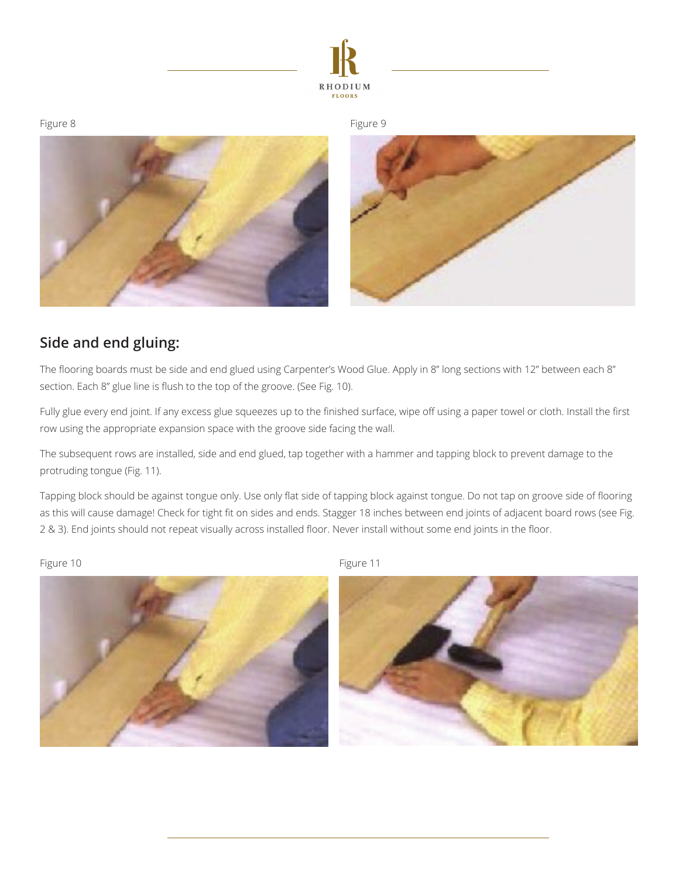Figure 8

Figure 9

## Side and end gluing:

The flooring boards must be side and end glued using Carpenter's Wood Glue. Apply in 8" long sections with 12" between each 8" section. Each 8" glue line is flush to the top of the groove. (See Fig. 10).

Fully glue every end joint. If any excess glue squeezes up to the finished surface, wipe off using a paper towel or cloth. Install the first row using the appropriate expansion space with the groove side facing the wall.

The subsequent rows are installed, side and end glued, tap together with a hammer and tapping block to prevent damage to the protruding tongue (Fig. 11).

Tapping block should be against tongue only. Use only flat side of tapping block against tongue. Do not tap on groove side of flooring as this will cause damage! Check for tight fit on sides and ends. Stagger 18 inches between end joints of adjacent board rows (see Fig. 2 & 3). End joints should not repeat visually across installed floor. Never install without some end joints in the floor.

Figure 10

Figure 11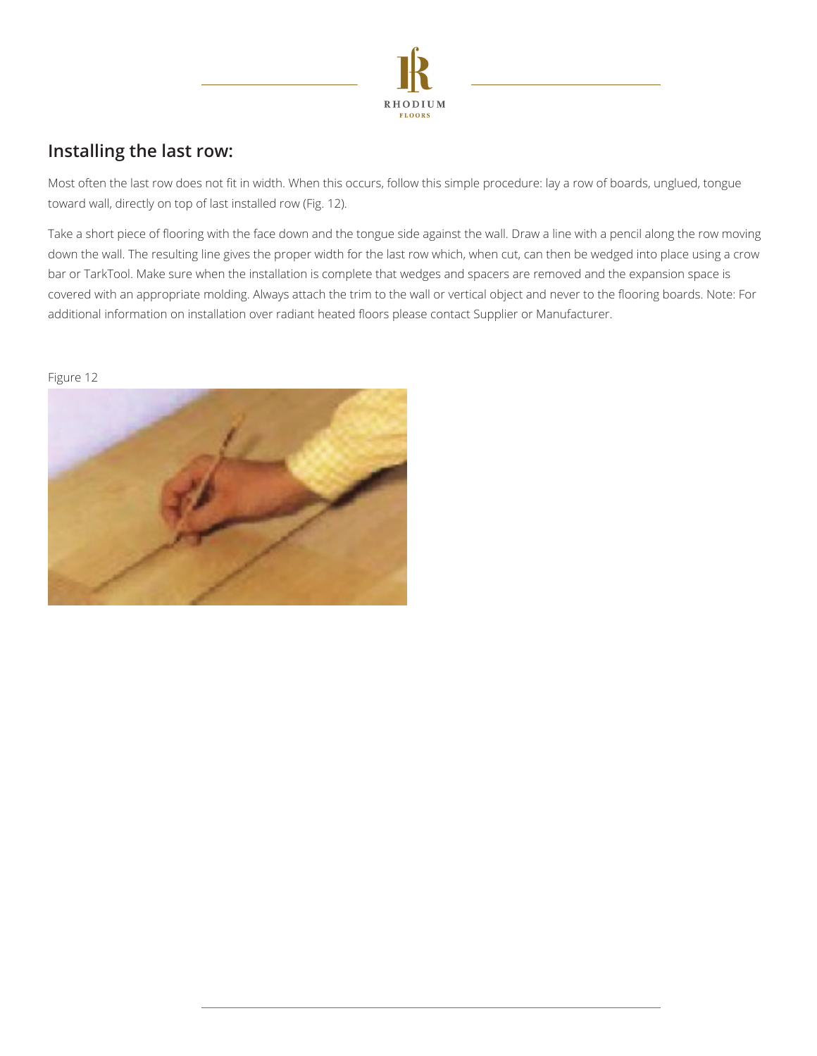## Installing the last row:

Most often the last row does not fit in width. When this occurs, follow this simple procedure: lay a row of boards, unglued, tongue toward wall, directly on top of last installed row (Fig. 12).

Take a short piece of flooring with the face down and the tongue side against the wall. Draw a line with a pencil along the row moving down the wall. The resulting line gives the proper width for the last row which, when cut, can then be wedged into place using a crow bar or TarkTool. Make sure when the installation is complete that wedges and spacers are removed and the expansion space is covered with an appropriate molding. Always attach the trim to the wall or vertical object and never to the flooring boards. Note: For additional information on installation over radiant heated floors please contact Supplier or Manufacturer.

Figure 12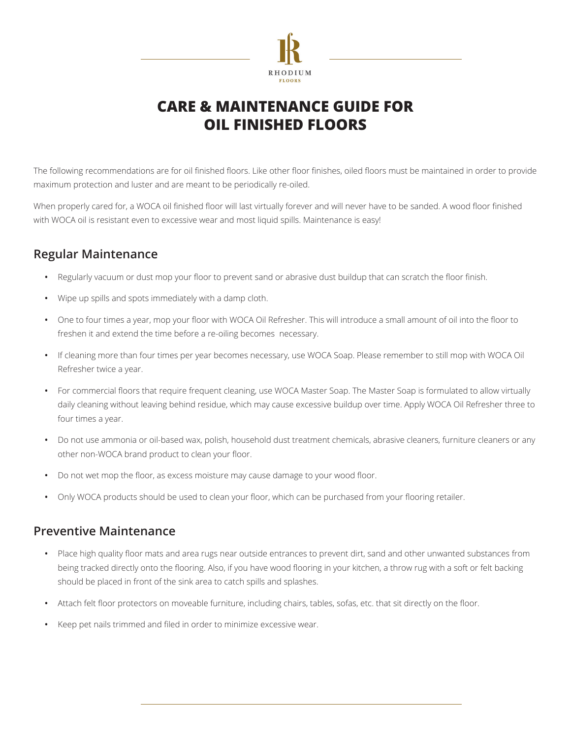RHODIUM FLOORS

# CARE & MAINTENANCE GUIDE FOR OIL FINISHED FLOORS

The following recommendations are for oil finished floors. Like other floor finishes, oiled floors must be maintained in order to provide maximum protection and luster and are meant to be periodically re-oiled.

When properly cared for, a WOCA oil finished floor will last virtually forever and will never have to be sanded. A wood floor finished with WOCA oil is resistant even to excessive wear and most liquid spills. Maintenance is easy!

## Regular Maintenance

- Regularly vacuum or dust mop your floor to prevent sand or abrasive dust buildup that can scratch the floor finish.
- Wipe up spills and spots immediately with a damp cloth.
- One to four times a year, mop your floor with WOCA Oil Refresher. This will introduce a small amount of oil into the floor to freshen it and extend the time before a re-oiling becomes necessary.
- If cleaning more than four times per year becomes necessary, use WOCA Soap. Please remember to still mop with WOCA Oil Refresher twice a year.
- For commercial floors that require frequent cleaning, use WOCA Master Soap. The Master Soap is formulated to allow virtually daily cleaning without leaving behind residue, which may cause excessive buildup over time. Apply WOCA Oil Refresher three to four times a year.
- Do not use ammonia or oil-based wax, polish, household dust treatment chemicals, abrasive cleaners, furniture cleaners or any other non-WOCA brand product to clean your floor.
- Do not wet mop the floor, as excess moisture may cause damage to your wood floor.
- Only WOCA products should be used to clean your floor, which can be purchased from your flooring retailer.

## Preventive Maintenance

- Place high quality floor mats and area rugs near outside entrances to prevent dirt, sand and other unwanted substances from being tracked directly onto the flooring. Also, if you have wood flooring in your kitchen, a throw rug with a soft or felt backing should be placed in front of the sink area to catch spills and splashes.
- Attach felt floor protectors on moveable furniture, including chairs, tables, sofas, etc. that sit directly on the floor.
- Keep pet nails trimmed and filed in order to minimize excessive wear.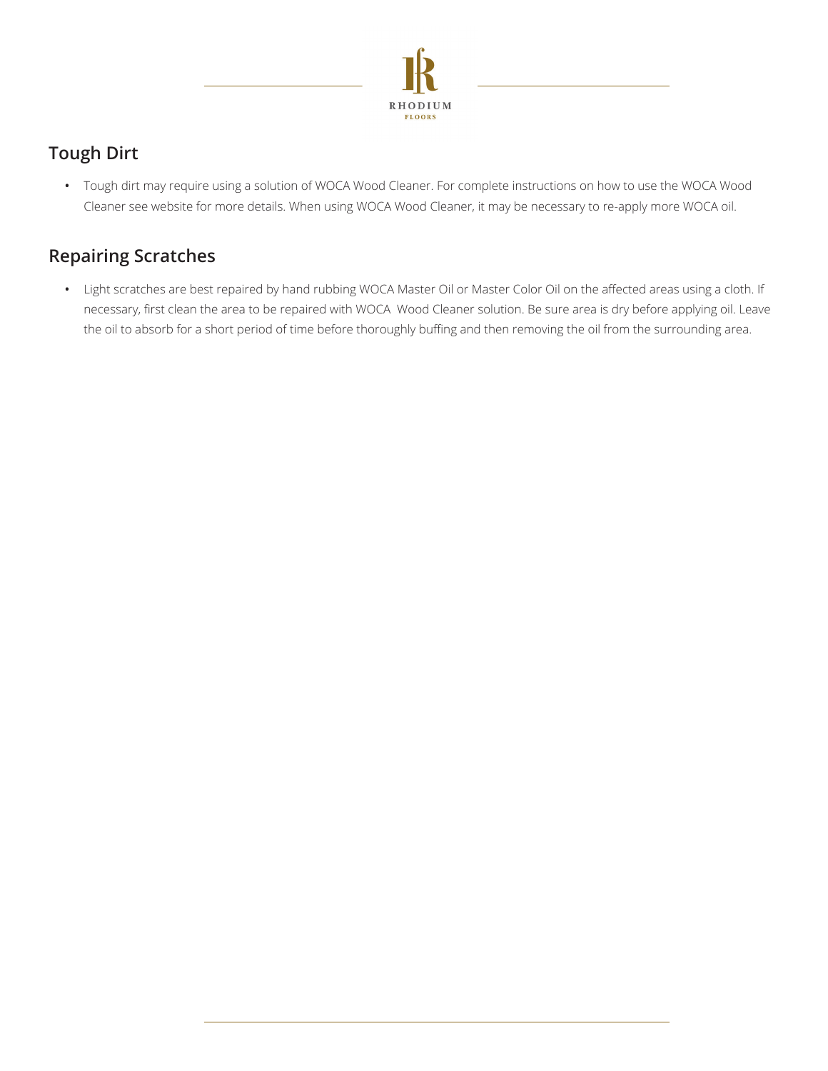## Tough Dirt

- Tough dirt may require using a solution of WOCA Wood Cleaner. For complete instructions on how to use the WOCA Wood Cleaner see website for more details. When using WOCA Wood Cleaner, it may be necessary to re-apply more WOCA oil.

## Repairing Scratches

- Light scratches are best repaired by hand rubbing WOCA Master Oil or Master Color Oil on the affected areas using a cloth. If necessary, first clean the area to be repaired with WOCA Wood Cleaner solution. Be sure area is dry before applying oil. Leave the oil to absorb for a short period of time before thoroughly buffing and then removing the oil from the surrounding area.